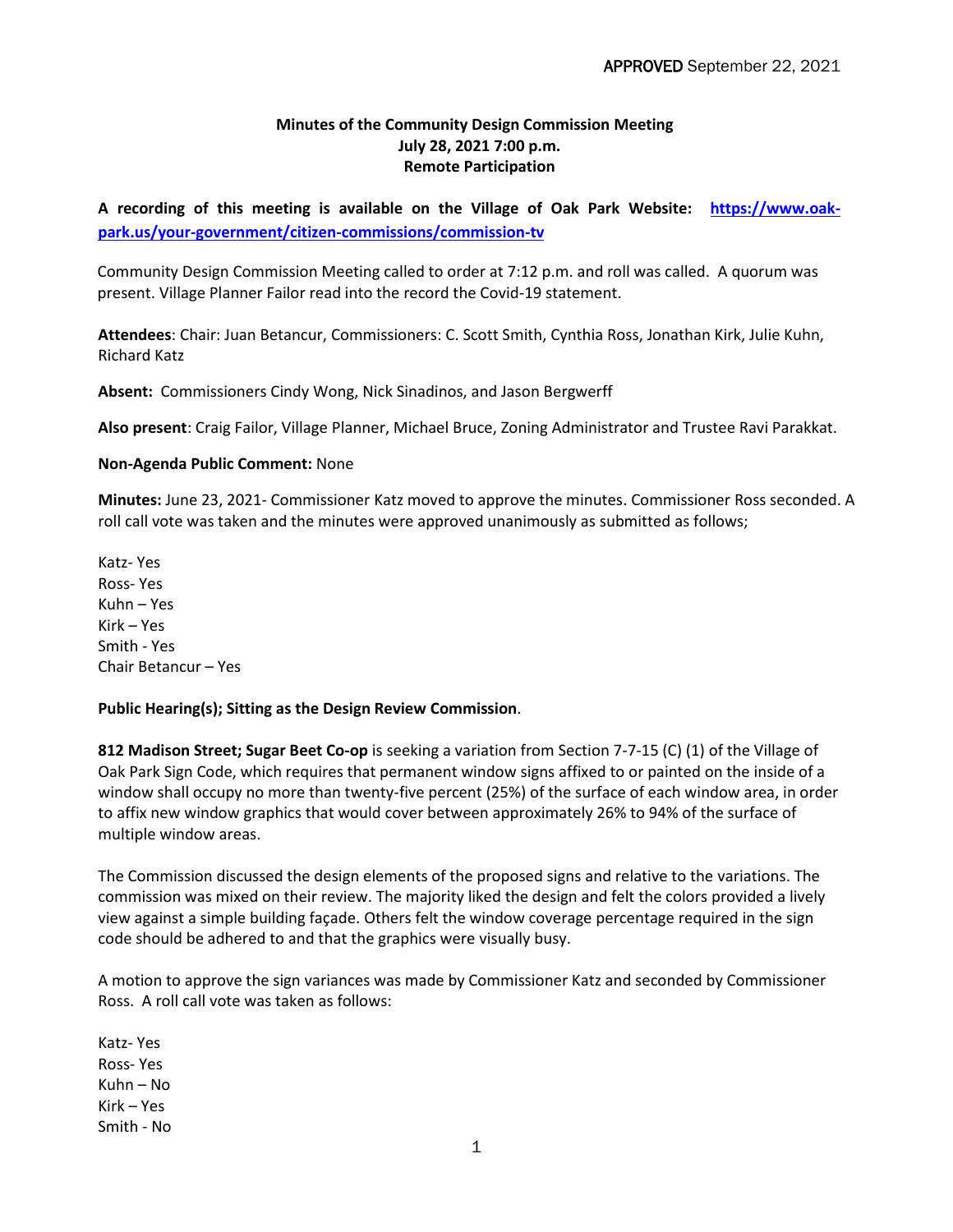APPROVED September 22, 2021

**Minutes of the Community Design Commission Meeting**
**July 28, 2021 7:00 p.m.**
**Remote Participation**

**A recording of this meeting is available on the Village of Oak Park Website: [https://www.oak-park.us/your-government/citizen-commissions/commission-tv](https://www.oak-park.us/your-government/citizen-commissions/commission-tv)**

Community Design Commission Meeting called to order at 7:12 p.m. and roll was called. A quorum was present. Village Planner Failor read into the record the Covid-19 statement.

**Attendees**: Chair: Juan Betancur, Commissioners: C. Scott Smith, Cynthia Ross, Jonathan Kirk, Julie Kuhn, Richard Katz

**Absent:** Commissioners Cindy Wong, Nick Sinadinos, and Jason Bergwerff

**Also present**: Craig Failor, Village Planner, Michael Bruce, Zoning Administrator and Trustee Ravi Parakkat.

**Non-Agenda Public Comment:** None

**Minutes:** June 23, 2021- Commissioner Katz moved to approve the minutes. Commissioner Ross seconded. A roll call vote was taken and the minutes were approved unanimously as submitted as follows;

Katz- Yes
Ross- Yes
Kuhn – Yes
Kirk – Yes
Smith - Yes
Chair Betancur – Yes

**Public Hearing(s); Sitting as the Design Review Commission**.

**812 Madison Street; Sugar Beet Co-op** is seeking a variation from Section 7-7-15 (C) (1) of the Village of Oak Park Sign Code, which requires that permanent window signs affixed to or painted on the inside of a window shall occupy no more than twenty-five percent (25%) of the surface of each window area, in order to affix new window graphics that would cover between approximately 26% to 94% of the surface of multiple window areas.

The Commission discussed the design elements of the proposed signs and relative to the variations. The commission was mixed on their review. The majority liked the design and felt the colors provided a lively view against a simple building façade. Others felt the window coverage percentage required in the sign code should be adhered to and that the graphics were visually busy.

A motion to approve the sign variances was made by Commissioner Katz and seconded by Commissioner Ross. A roll call vote was taken as follows:

Katz- Yes
Ross- Yes
Kuhn – No
Kirk – Yes
Smith - No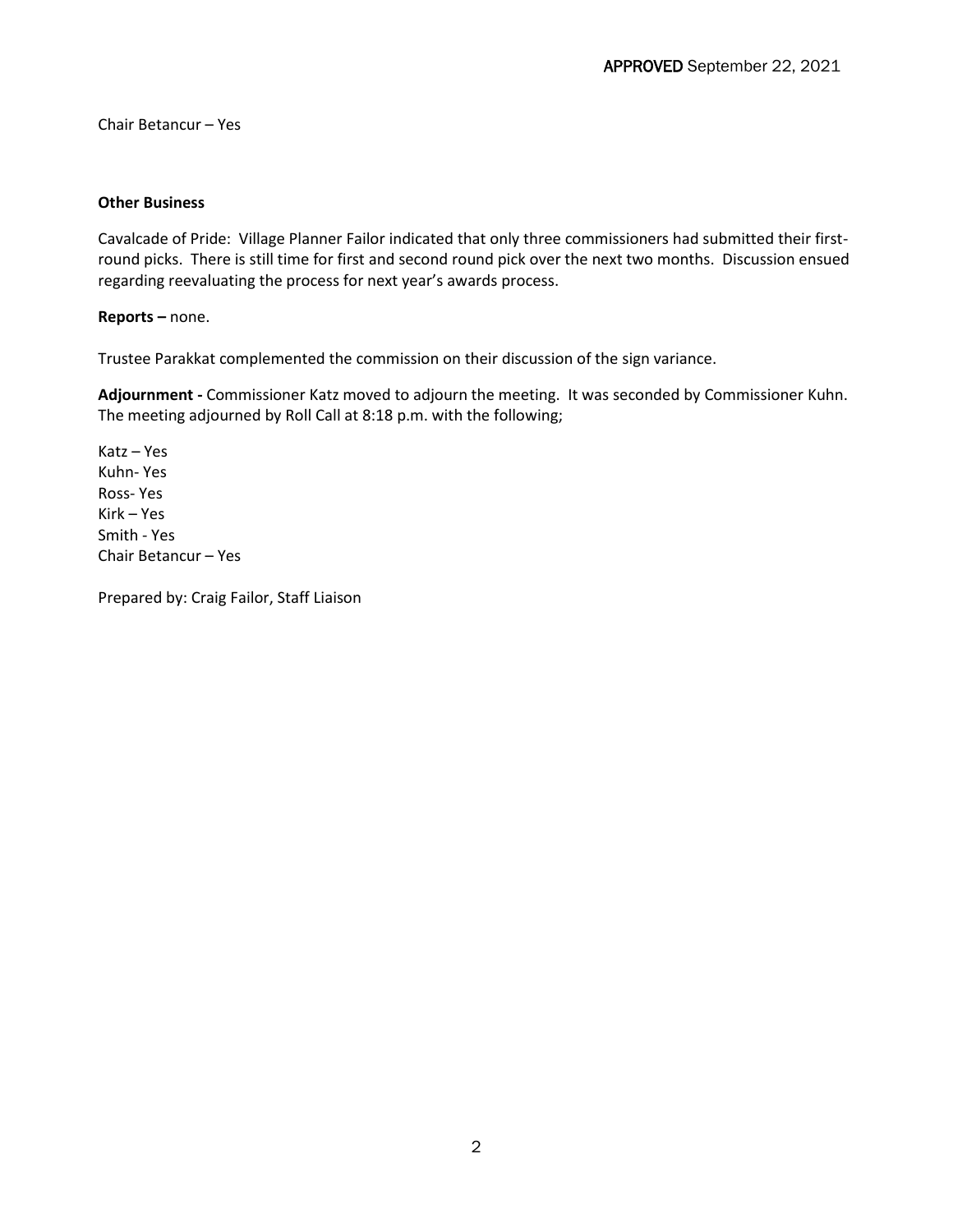APPROVED September 22, 2021

Chair Betancur – Yes

**Other Business**

Cavalcade of Pride: Village Planner Failor indicated that only three commissioners had submitted their first-round picks. There is still time for first and second round pick over the next two months. Discussion ensued regarding reevaluating the process for next year's awards process.

**Reports –** none.

Trustee Parakkat complemented the commission on their discussion of the sign variance.

**Adjournment -** Commissioner Katz moved to adjourn the meeting. It was seconded by Commissioner Kuhn. The meeting adjourned by Roll Call at 8:18 p.m. with the following;

Katz – Yes
Kuhn- Yes
Ross- Yes
Kirk – Yes
Smith - Yes
Chair Betancur – Yes

Prepared by: Craig Failor, Staff Liaison